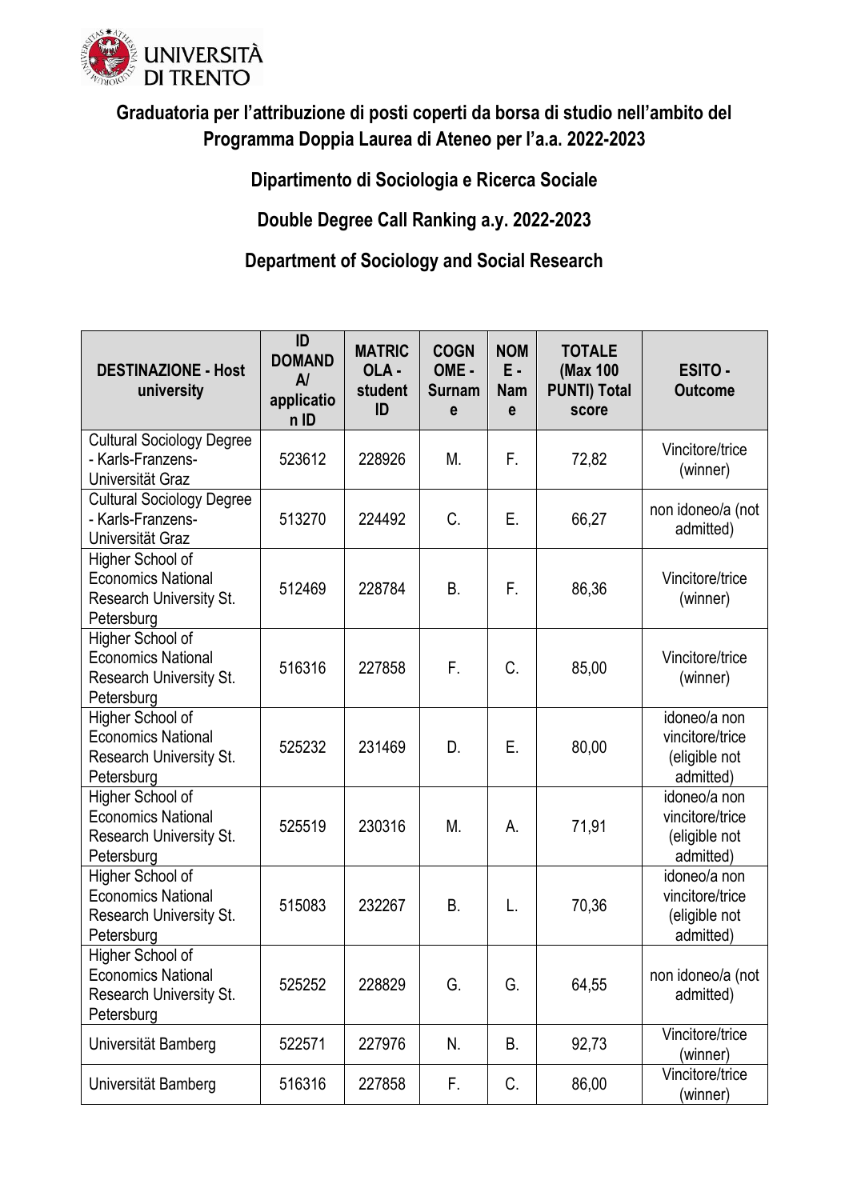UNIVERSITÀ DI TRENTO

## Graduatoria per l'attribuzione di posti coperti da borsa di studio nell'ambito del Programma Doppia Laurea di Ateneo per l'a.a. 2022-2023

### Dipartimento di Sociologia e Ricerca Sociale

### Double Degree Call Ranking a.y. 2022-2023

### Department of Sociology and Social Research

| DESTINAZIONE - Host university | ID DOMANDA/ application ID | MATRICOLA - student ID | COGNOME - Surname | NOME - Name | TOTALE (Max 100 PUNTI) Total score | ESITO - Outcome |
|---|---|---|---|---|---|---|
| Cultural Sociology Degree - Karls-Franzens-Universität Graz | 523612 | 228926 | M. | F. | 72,82 | Vincitore/trice (winner) |
| Cultural Sociology Degree - Karls-Franzens-Universität Graz | 513270 | 224492 | C. | E. | 66,27 | non idoneo/a (not admitted) |
| Higher School of Economics National Research University St. Petersburg | 512469 | 228784 | B. | F. | 86,36 | Vincitore/trice (winner) |
| Higher School of Economics National Research University St. Petersburg | 516316 | 227858 | F. | C. | 85,00 | Vincitore/trice (winner) |
| Higher School of Economics National Research University St. Petersburg | 525232 | 231469 | D. | E. | 80,00 | idoneo/a non vincitore/trice (eligible not admitted) |
| Higher School of Economics National Research University St. Petersburg | 525519 | 230316 | M. | A. | 71,91 | idoneo/a non vincitore/trice (eligible not admitted) |
| Higher School of Economics National Research University St. Petersburg | 515083 | 232267 | B. | L. | 70,36 | idoneo/a non vincitore/trice (eligible not admitted) |
| Higher School of Economics National Research University St. Petersburg | 525252 | 228829 | G. | G. | 64,55 | non idoneo/a (not admitted) |
| Universität Bamberg | 522571 | 227976 | N. | B. | 92,73 | Vincitore/trice (winner) |
| Universität Bamberg | 516316 | 227858 | F. | C. | 86,00 | Vincitore/trice (winner) |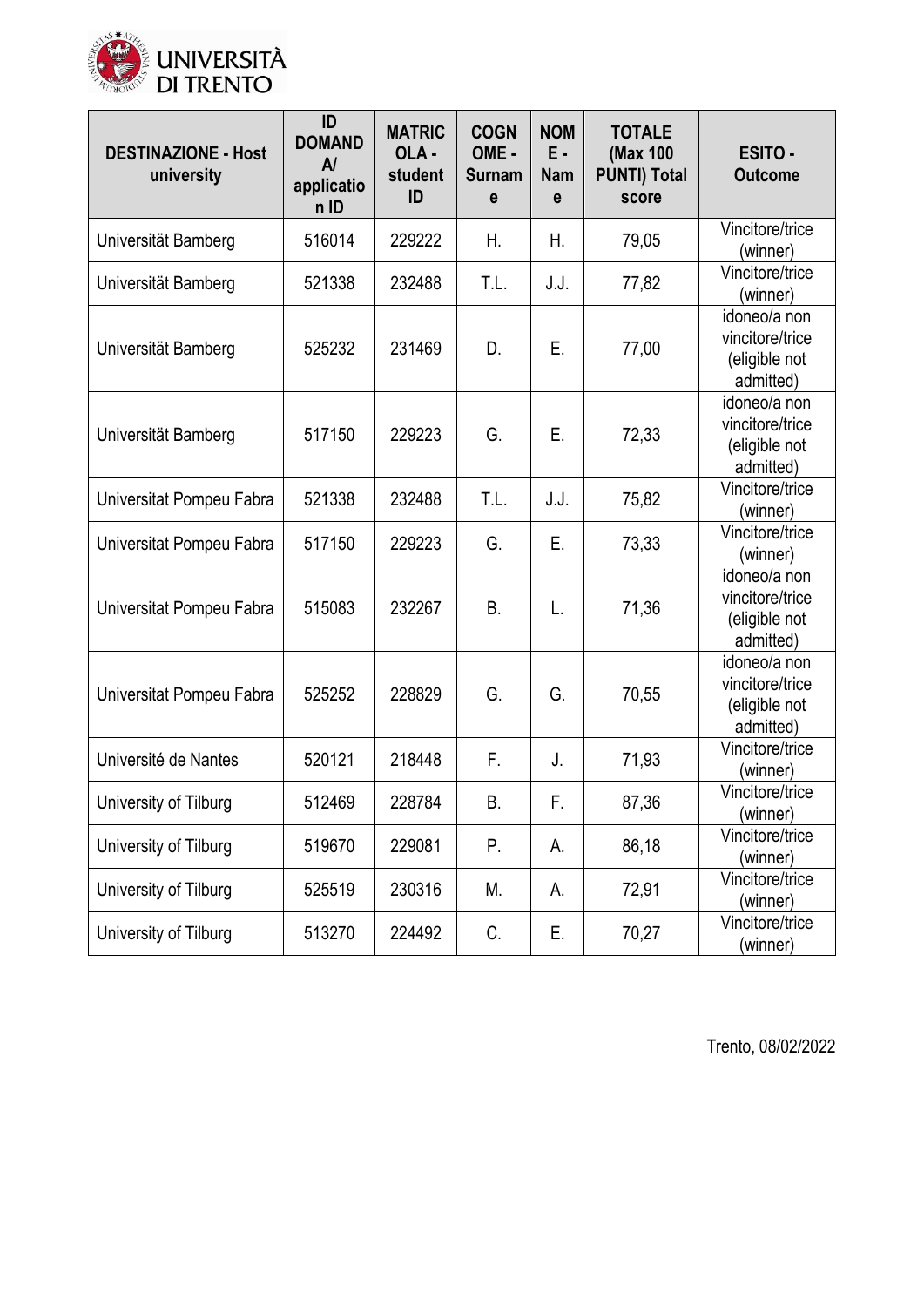| DESTINAZIONE - Host university | ID DOMANDA/ application ID | MATRICOLA - student ID | COGNOME - Surname | NOME - Name | TOTALE (Max 100 PUNTI) Total score | ESITO - Outcome |
|---|---|---|---|---|---|---|
| Universität Bamberg | 516014 | 229222 | H. | H. | 79,05 | Vincitore/trice (winner) |
| Universität Bamberg | 521338 | 232488 | T.L. | J.J. | 77,82 | Vincitore/trice (winner) |
| Universität Bamberg | 525232 | 231469 | D. | E. | 77,00 | idoneo/a non vincitore/trice (eligible not admitted) |
| Universität Bamberg | 517150 | 229223 | G. | E. | 72,33 | idoneo/a non vincitore/trice (eligible not admitted) |
| Universitat Pompeu Fabra | 521338 | 232488 | T.L. | J.J. | 75,82 | Vincitore/trice (winner) |
| Universitat Pompeu Fabra | 517150 | 229223 | G. | E. | 73,33 | Vincitore/trice (winner) |
| Universitat Pompeu Fabra | 515083 | 232267 | B. | L. | 71,36 | idoneo/a non vincitore/trice (eligible not admitted) |
| Universitat Pompeu Fabra | 525252 | 228829 | G. | G. | 70,55 | idoneo/a non vincitore/trice (eligible not admitted) |
| Université de Nantes | 520121 | 218448 | F. | J. | 71,93 | Vincitore/trice (winner) |
| University of Tilburg | 512469 | 228784 | B. | F. | 87,36 | Vincitore/trice (winner) |
| University of Tilburg | 519670 | 229081 | P. | A. | 86,18 | Vincitore/trice (winner) |
| University of Tilburg | 525519 | 230316 | M. | A. | 72,91 | Vincitore/trice (winner) |
| University of Tilburg | 513270 | 224492 | C. | E. | 70,27 | Vincitore/trice (winner) |

Trento, 08/02/2022